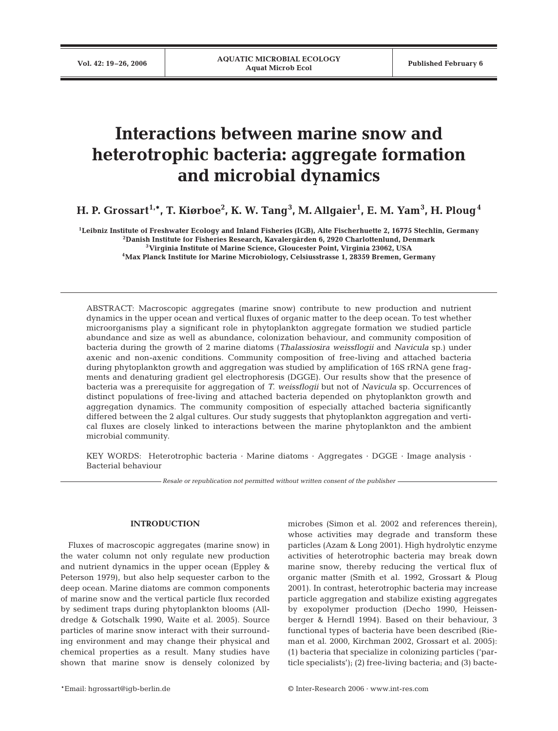# Interactions between marine snow and heterotrophic bacteria: aggregate formation and microbial dynamics

**H. P. Grossart[1,*], T. Kiørboe[2], K. W. Tang[3], M. Allgaier[1], E. M. Yam[3], H. Ploug[4]**

[1]Leibniz Institute of Freshwater Ecology and Inland Fisheries (IGB), Alte Fischerhuette 2, 16775 Stechlin, Germany
[2]Danish Institute for Fisheries Research, Kavalergården 6, 2920 Charlottenlund, Denmark
[3]Virginia Institute of Marine Science, Gloucester Point, Virginia 23062, USA
[4]Max Planck Institute for Marine Microbiology, Celsiusstrasse 1, 28359 Bremen, Germany

ABSTRACT: Macroscopic aggregates (marine snow) contribute to new production and nutrient dynamics in the upper ocean and vertical fluxes of organic matter to the deep ocean. To test whether microorganisms play a significant role in phytoplankton aggregate formation we studied particle abundance and size as well as abundance, colonization behaviour, and community composition of bacteria during the growth of 2 marine diatoms (*Thalassiosira weissflogii* and *Navicula* sp.) under axenic and non-axenic conditions. Community composition of free-living and attached bacteria during phytoplankton growth and aggregation was studied by amplification of 16S rRNA gene fragments and denaturing gradient gel electrophoresis (DGGE). Our results show that the presence of bacteria was a prerequisite for aggregation of *T. weissflogii* but not of *Navicula* sp. Occurrences of distinct populations of free-living and attached bacteria depended on phytoplankton growth and aggregation dynamics. The community composition of especially attached bacteria significantly differed between the 2 algal cultures. Our study suggests that phytoplankton aggregation and vertical fluxes are closely linked to interactions between the marine phytoplankton and the ambient microbial community.

KEY WORDS: Heterotrophic bacteria · Marine diatoms · Aggregates · DGGE · Image analysis · Bacterial behaviour

*Resale or republication not permitted without written consent of the publisher*

## INTRODUCTION

Fluxes of macroscopic aggregates (marine snow) in the water column not only regulate new production and nutrient dynamics in the upper ocean (Eppley & Peterson 1979), but also help sequester carbon to the deep ocean. Marine diatoms are common components of marine snow and the vertical particle flux recorded by sediment traps during phytoplankton blooms (Alldredge & Gotschalk 1990, Waite et al. 2005). Source particles of marine snow interact with their surrounding environment and may change their physical and chemical properties as a result. Many studies have shown that marine snow is densely colonized by microbes (Simon et al. 2002 and references therein), whose activities may degrade and transform these particles (Azam & Long 2001). High hydrolytic enzyme activities of heterotrophic bacteria may break down marine snow, thereby reducing the vertical flux of organic matter (Smith et al. 1992, Grossart & Ploug 2001). In contrast, heterotrophic bacteria may increase particle aggregation and stabilize existing aggregates by exopolymer production (Decho 1990, Heissenberger & Herndl 1994). Based on their behaviour, 3 functional types of bacteria have been described (Rieman et al. 2000, Kirchman 2002, Grossart et al. 2005): (1) bacteria that specialize in colonizing particles ('particle specialists'); (2) free-living bacteria; and (3) bacte-

*Email: hgrossart@igb-berlin.de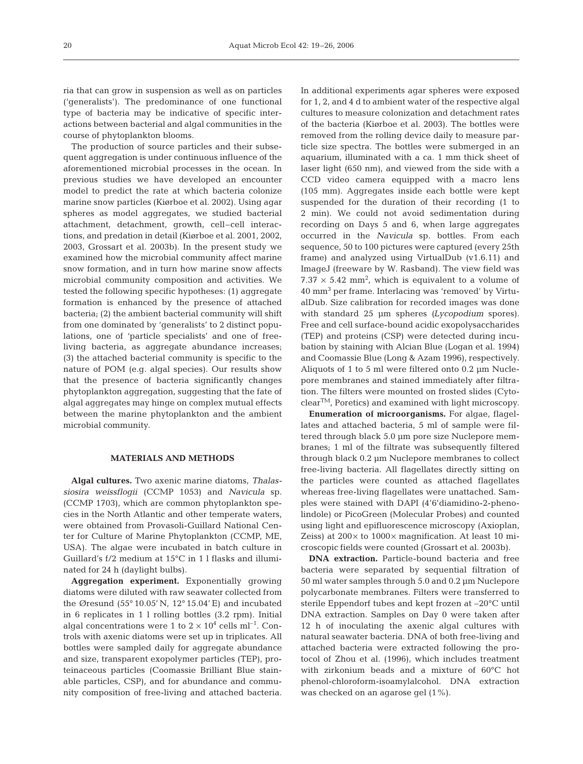ria that can grow in suspension as well as on particles ('generalists'). The predominance of one functional type of bacteria may be indicative of specific interactions between bacterial and algal communities in the course of phytoplankton blooms.

The production of source particles and their subsequent aggregation is under continuous influence of the aforementioned microbial processes in the ocean. In previous studies we have developed an encounter model to predict the rate at which bacteria colonize marine snow particles (Kiørboe et al. 2002). Using agar spheres as model aggregates, we studied bacterial attachment, detachment, growth, cell–cell interactions, and predation in detail (Kiørboe et al. 2001, 2002, 2003, Grossart et al. 2003b). In the present study we examined how the microbial community affect marine snow formation, and in turn how marine snow affects microbial community composition and activities. We tested the following specific hypotheses: (1) aggregate formation is enhanced by the presence of attached bacteria; (2) the ambient bacterial community will shift from one dominated by 'generalists' to 2 distinct populations, one of 'particle specialists' and one of free-living bacteria, as aggregate abundance increases; (3) the attached bacterial community is specific to the nature of POM (e.g. algal species). Our results show that the presence of bacteria significantly changes phytoplankton aggregation, suggesting that the fate of algal aggregates may hinge on complex mutual effects between the marine phytoplankton and the ambient microbial community.

## MATERIALS AND METHODS

**Algal cultures.** Two axenic marine diatoms, *Thalassiosira weissflogii* (CCMP 1053) and *Navicula* sp. (CCMP 1703), which are common phytoplankton species in the North Atlantic and other temperate waters, were obtained from Provasoli-Guillard National Center for Culture of Marine Phytoplankton (CCMP, ME, USA). The algae were incubated in batch culture in Guillard's f/2 medium at 15°C in 1 l flasks and illuminated for 24 h (daylight bulbs).

**Aggregation experiment.** Exponentially growing diatoms were diluted with raw seawater collected from the Øresund (55° 10.05' N, 12° 15.04' E) and incubated in 6 replicates in 1 l rolling bottles (3.2 rpm). Initial algal concentrations were 1 to $2 \times 10^4$ cells $ml^{-1}$. Controls with axenic diatoms were set up in triplicates. All bottles were sampled daily for aggregate abundance and size, transparent exopolymer particles (TEP), proteinaceous particles (Coomassie Brilliant Blue stainable particles, CSP), and for abundance and community composition of free-living and attached bacteria. In additional experiments agar spheres were exposed for 1, 2, and 4 d to ambient water of the respective algal cultures to measure colonization and detachment rates of the bacteria (Kiørboe et al. 2003). The bottles were removed from the rolling device daily to measure particle size spectra. The bottles were submerged in an aquarium, illuminated with a ca. 1 mm thick sheet of laser light (650 nm), and viewed from the side with a CCD video camera equipped with a macro lens (105 mm). Aggregates inside each bottle were kept suspended for the duration of their recording (1 to 2 min). We could not avoid sedimentation during recording on Days 5 and 6, when large aggregates occurred in the *Navicula* sp. bottles. From each sequence, 50 to 100 pictures were captured (every 25th frame) and analyzed using VirtualDub (v1.6.11) and ImageJ (freeware by W. Rasband). The view field was $7.37 \times 5.42$ $mm^2$, which is equivalent to a volume of 40 $mm^3$ per frame. Interlacing was 'removed' by VirtualDub. Size calibration for recorded images was done with standard 25 µm spheres (*Lycopodium* spores). Free and cell surface-bound acidic exopolysaccharides (TEP) and proteins (CSP) were detected during incubation by staining with Alcian Blue (Logan et al. 1994) and Coomassie Blue (Long & Azam 1996), respectively. Aliquots of 1 to 5 ml were filtered onto 0.2 µm Nuclepore membranes and stained immediately after filtration. The filters were mounted on frosted slides (Cytoclear™, Poretics) and examined with light microscopy.

**Enumeration of microorganisms.** For algae, flagellates and attached bacteria, 5 ml of sample were filtered through black 5.0 µm pore size Nuclepore membranes; 1 ml of the filtrate was subsequently filtered through black 0.2 µm Nuclepore membranes to collect free-living bacteria. All flagellates directly sitting on the particles were counted as attached flagellates whereas free-living flagellates were unattached. Samples were stained with DAPI (4'6'diamidino-2-phenolindole) or PicoGreen (Molecular Probes) and counted using light and epifluorescence microscopy (Axioplan, Zeiss) at 200× to 1000× magnification. At least 10 microscopic fields were counted (Grossart et al. 2003b).

**DNA extraction.** Particle-bound bacteria and free bacteria were separated by sequential filtration of 50 ml water samples through 5.0 and 0.2 µm Nuclepore polycarbonate membranes. Filters were transferred to sterile Eppendorf tubes and kept frozen at –20°C until DNA extraction. Samples on Day 0 were taken after 12 h of inoculating the axenic algal cultures with natural seawater bacteria. DNA of both free-living and attached bacteria were extracted following the protocol of Zhou et al. (1996), which includes treatment with zirkonium beads and a mixture of 60°C hot phenol-chloroform-isoamylalcohol. DNA extraction was checked on an agarose gel (1%).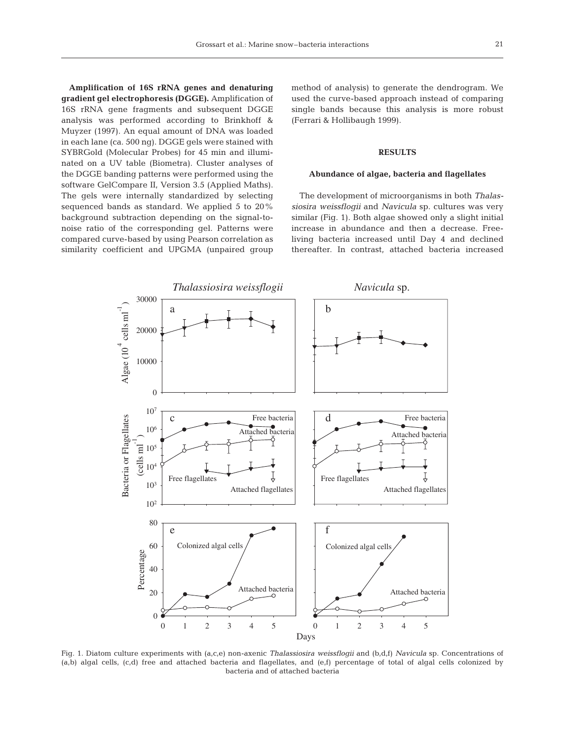**Amplification of 16S rRNA genes and denaturing gradient gel electrophoresis (DGGE).** Amplification of 16S rRNA gene fragments and subsequent DGGE analysis was performed according to Brinkhoff & Muyzer (1997). An equal amount of DNA was loaded in each lane (ca. 500 ng). DGGE gels were stained with SYBRGold (Molecular Probes) for 45 min and illuminated on a UV table (Biometra). Cluster analyses of the DGGE banding patterns were performed using the software GelCompare II, Version 3.5 (Applied Maths). The gels were internally standardized by selecting sequenced bands as standard. We applied 5 to 20% background subtraction depending on the signal-to-noise ratio of the corresponding gel. Patterns were compared curve-based by using Pearson correlation as similarity coefficient and UPGMA (unpaired group method of analysis) to generate the dendrogram. We used the curve-based approach instead of comparing single bands because this analysis is more robust (Ferrari & Hollibaugh 1999).

## RESULTS

### Abundance of algae, bacteria and flagellates

The development of microorganisms in both *Thalassiosira weissflogii* and *Navicula* sp. cultures was very similar (Fig. 1). Both algae showed only a slight initial increase in abundance and then a decrease. Free-living bacteria increased until Day 4 and declined thereafter. In contrast, attached bacteria increased

Fig. 1. Diatom culture experiments with (a,c,e) non-axenic *Thalassiosira weissflogii* and (b,d,f) *Navicula* sp. Concentrations of (a,b) algal cells, (c,d) free and attached bacteria and flagellates, and (e,f) percentage of total of algal cells colonized by bacteria and of attached bacteria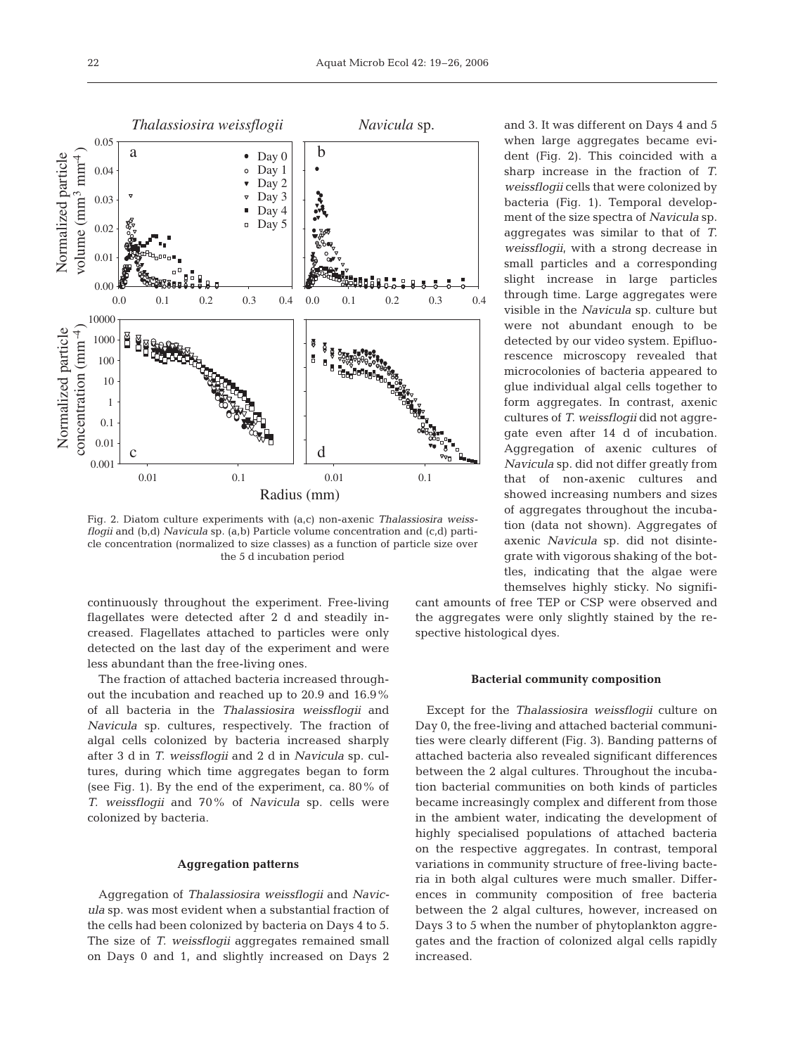Fig. 2. Diatom culture experiments with (a,c) non-axenic *Thalassiosira weissflogii* and (b,d) *Navicula* sp. (a,b) Particle volume concentration and (c,d) particle concentration (normalized to size classes) as a function of particle size over the 5 d incubation period

continuously throughout the experiment. Free-living flagellates were detected after 2 d and steadily increased. Flagellates attached to particles were only detected on the last day of the experiment and were less abundant than the free-living ones.

The fraction of attached bacteria increased throughout the incubation and reached up to 20.9 and 16.9% of all bacteria in the *Thalassiosira weissflogii* and *Navicula* sp. cultures, respectively. The fraction of algal cells colonized by bacteria increased sharply after 3 d in *T. weissflogii* and 2 d in *Navicula* sp. cultures, during which time aggregates began to form (see Fig. 1). By the end of the experiment, ca. 80% of *T. weissflogii* and 70% of *Navicula* sp. cells were colonized by bacteria.

### Aggregation patterns

Aggregation of *Thalassiosira weissflogii* and *Navicula* sp. was most evident when a substantial fraction of the cells had been colonized by bacteria on Days 4 to 5. The size of *T. weissflogii* aggregates remained small on Days 0 and 1, and slightly increased on Days 2 and 3. It was different on Days 4 and 5 when large aggregates became evident (Fig. 2). This coincided with a sharp increase in the fraction of *T. weissflogii* cells that were colonized by bacteria (Fig. 1). Temporal development of the size spectra of *Navicula* sp. aggregates was similar to that of *T. weissflogii*, with a strong decrease in small particles and a corresponding slight increase in large particles through time. Large aggregates were visible in the *Navicula* sp. culture but were not abundant enough to be detected by our video system. Epifluorescence microscopy revealed that microcolonies of bacteria appeared to glue individual algal cells together to form aggregates. In contrast, axenic cultures of *T. weissflogii* did not aggregate even after 14 d of incubation. Aggregation of axenic cultures of *Navicula* sp. did not differ greatly from that of non-axenic cultures and showed increasing numbers and sizes of aggregates throughout the incubation (data not shown). Aggregates of axenic *Navicula* sp. did not disintegrate with vigorous shaking of the bottles, indicating that the algae were themselves highly sticky. No significant amounts of free TEP or CSP were observed and the aggregates were only slightly stained by the respective histological dyes.

### Bacterial community composition

Except for the *Thalassiosira weissflogii* culture on Day 0, the free-living and attached bacterial communities were clearly different (Fig. 3). Banding patterns of attached bacteria also revealed significant differences between the 2 algal cultures. Throughout the incubation bacterial communities on both kinds of particles became increasingly complex and different from those in the ambient water, indicating the development of highly specialised populations of attached bacteria on the respective aggregates. In contrast, temporal variations in community structure of free-living bacteria in both algal cultures were much smaller. Differences in community composition of free bacteria between the 2 algal cultures, however, increased on Days 3 to 5 when the number of phytoplankton aggregates and the fraction of colonized algal cells rapidly increased.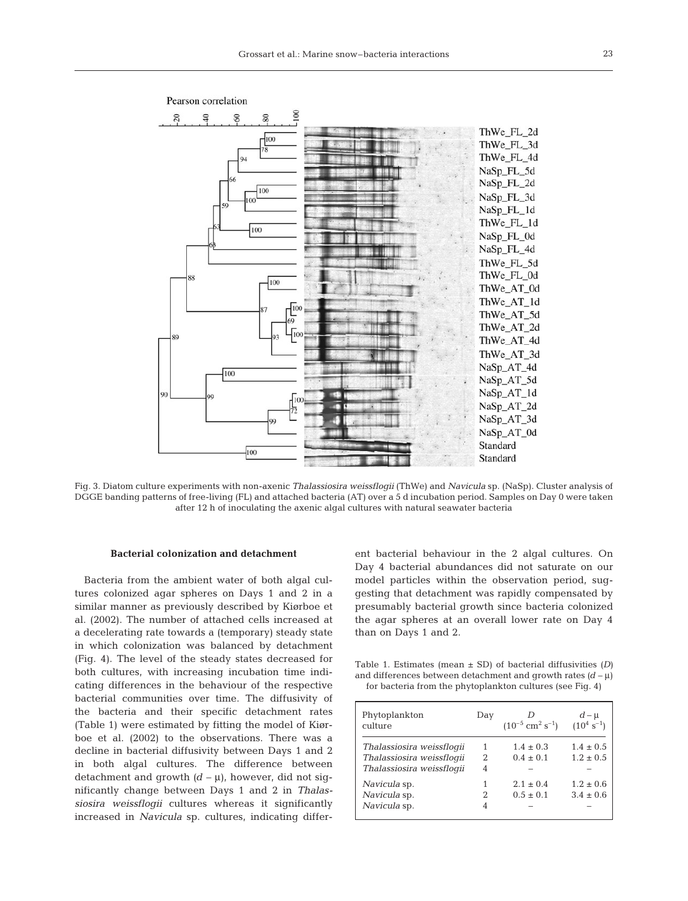Fig. 3. Diatom culture experiments with non-axenic *Thalassiosira weissflogii* (ThWe) and *Navicula* sp. (NaSp). Cluster analysis of DGGE banding patterns of free-living (FL) and attached bacteria (AT) over a 5 d incubation period. Samples on Day 0 were taken after 12 h of inoculating the axenic algal cultures with natural seawater bacteria

### Bacterial colonization and detachment

Bacteria from the ambient water of both algal cultures colonized agar spheres on Days 1 and 2 in a similar manner as previously described by Kiørboe et al. (2002). The number of attached cells increased at a decelerating rate towards a (temporary) steady state in which colonization was balanced by detachment (Fig. 4). The level of the steady states decreased for both cultures, with increasing incubation time indicating differences in the behaviour of the respective bacterial communities over time. The diffusivity of the bacteria and their specific detachment rates (Table 1) were estimated by fitting the model of Kiørboe et al. (2002) to the observations. There was a decline in bacterial diffusivity between Days 1 and 2 in both algal cultures. The difference between detachment and growth ($d - \mu$), however, did not significantly change between Days 1 and 2 in *Thalassiosira weissflogii* cultures whereas it significantly increased in *Navicula* sp. cultures, indicating different bacterial behaviour in the 2 algal cultures. On Day 4 bacterial abundances did not saturate on our model particles within the observation period, suggesting that detachment was rapidly compensated by presumably bacterial growth since bacteria colonized the agar spheres at an overall lower rate on Day 4 than on Days 1 and 2.

Table 1. Estimates (mean ± SD) of bacterial diffusivities ($D$) and differences between detachment and growth rates ($d - \mu$) for bacteria from the phytoplankton cultures (see Fig. 4)

| Phytoplankton culture | Day | $D$ ($10^{-5}$ cm$^2$ s$^{-1}$) | $d - \mu$ ($10^4$ s$^{-1}$) |
|---|---|---|---|
| *Thalassiosira weissflogii* | 1 | 1.4 ± 0.3 | 1.4 ± 0.5 |
| *Thalassiosira weissflogii* | 2 | 0.4 ± 0.1 | 1.2 ± 0.5 |
| *Thalassiosira weissflogii* | 4 | – | – |
| *Navicula* sp. | 1 | 2.1 ± 0.4 | 1.2 ± 0.6 |
| *Navicula* sp. | 2 | 0.5 ± 0.1 | 3.4 ± 0.6 |
| *Navicula* sp. | 4 | – | – |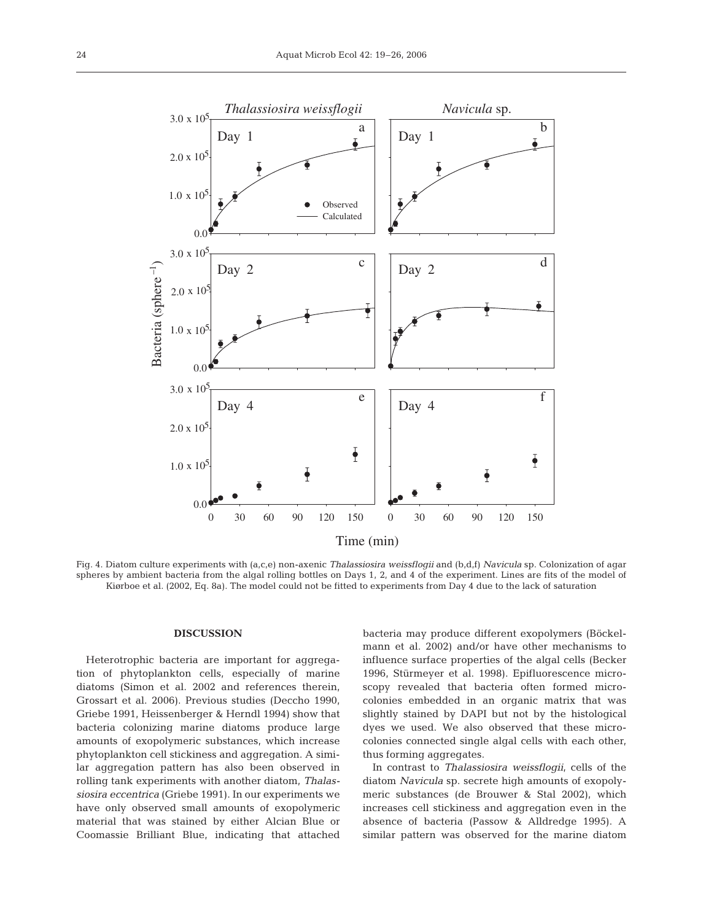Fig. 4. Diatom culture experiments with (a,c,e) non-axenic *Thalassiosira weissflogii* and (b,d,f) *Navicula* sp. Colonization of agar spheres by ambient bacteria from the algal rolling bottles on Days 1, 2, and 4 of the experiment. Lines are fits of the model of Kiørboe et al. (2002, Eq. 8a). The model could not be fitted to experiments from Day 4 due to the lack of saturation

## DISCUSSION

Heterotrophic bacteria are important for aggregation of phytoplankton cells, especially of marine diatoms (Simon et al. 2002 and references therein, Grossart et al. 2006). Previous studies (Deccho 1990, Griebe 1991, Heissenberger & Herndl 1994) show that bacteria colonizing marine diatoms produce large amounts of exopolymeric substances, which increase phytoplankton cell stickiness and aggregation. A similar aggregation pattern has also been observed in rolling tank experiments with another diatom, *Thalassiosira eccentrica* (Griebe 1991). In our experiments we have only observed small amounts of exopolymeric material that was stained by either Alcian Blue or Coomassie Brilliant Blue, indicating that attached bacteria may produce different exopolymers (Böckelmann et al. 2002) and/or have other mechanisms to influence surface properties of the algal cells (Becker 1996, Stürmeyer et al. 1998). Epifluorescence microscopy revealed that bacteria often formed microcolonies embedded in an organic matrix that was slightly stained by DAPI but not by the histological dyes we used. We also observed that these microcolonies connected single algal cells with each other, thus forming aggregates.

In contrast to *Thalassiosira weissflogii*, cells of the diatom *Navicula* sp. secrete high amounts of exopolymeric substances (de Brouwer & Stal 2002), which increases cell stickiness and aggregation even in the absence of bacteria (Passow & Alldredge 1995). A similar pattern was observed for the marine diatom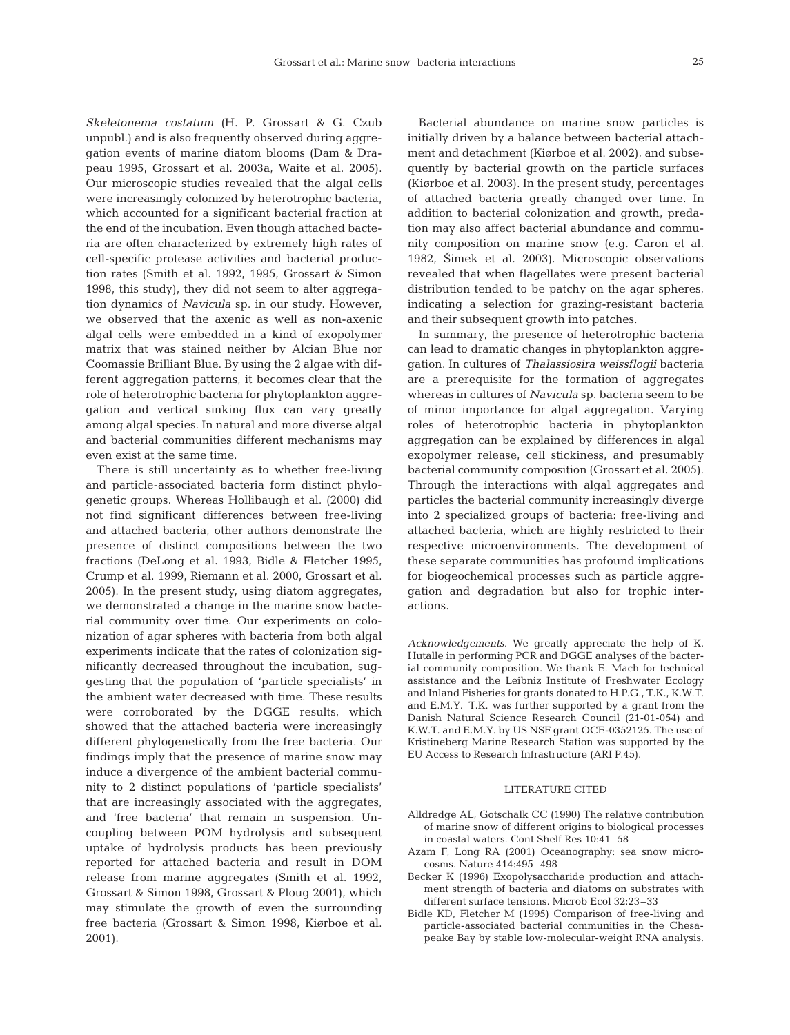*Skeletonema costatum* (H. P. Grossart & G. Czub unpubl.) and is also frequently observed during aggregation events of marine diatom blooms (Dam & Drapeau 1995, Grossart et al. 2003a, Waite et al. 2005). Our microscopic studies revealed that the algal cells were increasingly colonized by heterotrophic bacteria, which accounted for a significant bacterial fraction at the end of the incubation. Even though attached bacteria are often characterized by extremely high rates of cell-specific protease activities and bacterial production rates (Smith et al. 1992, 1995, Grossart & Simon 1998, this study), they did not seem to alter aggregation dynamics of *Navicula* sp. in our study. However, we observed that the axenic as well as non-axenic algal cells were embedded in a kind of exopolymer matrix that was stained neither by Alcian Blue nor Coomassie Brilliant Blue. By using the 2 algae with different aggregation patterns, it becomes clear that the role of heterotrophic bacteria for phytoplankton aggregation and vertical sinking flux can vary greatly among algal species. In natural and more diverse algal and bacterial communities different mechanisms may even exist at the same time.

There is still uncertainty as to whether free-living and particle-associated bacteria form distinct phylogenetic groups. Whereas Hollibaugh et al. (2000) did not find significant differences between free-living and attached bacteria, other authors demonstrate the presence of distinct compositions between the two fractions (DeLong et al. 1993, Bidle & Fletcher 1995, Crump et al. 1999, Riemann et al. 2000, Grossart et al. 2005). In the present study, using diatom aggregates, we demonstrated a change in the marine snow bacterial community over time. Our experiments on colonization of agar spheres with bacteria from both algal experiments indicate that the rates of colonization significantly decreased throughout the incubation, suggesting that the population of 'particle specialists' in the ambient water decreased with time. These results were corroborated by the DGGE results, which showed that the attached bacteria were increasingly different phylogenetically from the free bacteria. Our findings imply that the presence of marine snow may induce a divergence of the ambient bacterial community to 2 distinct populations of 'particle specialists' that are increasingly associated with the aggregates, and 'free bacteria' that remain in suspension. Uncoupling between POM hydrolysis and subsequent uptake of hydrolysis products has been previously reported for attached bacteria and result in DOM release from marine aggregates (Smith et al. 1992, Grossart & Simon 1998, Grossart & Ploug 2001), which may stimulate the growth of even the surrounding free bacteria (Grossart & Simon 1998, Kiørboe et al. 2001).

Bacterial abundance on marine snow particles is initially driven by a balance between bacterial attachment and detachment (Kiørboe et al. 2002), and subsequently by bacterial growth on the particle surfaces (Kiørboe et al. 2003). In the present study, percentages of attached bacteria greatly changed over time. In addition to bacterial colonization and growth, predation may also affect bacterial abundance and community composition on marine snow (e.g. Caron et al. 1982, Šimek et al. 2003). Microscopic observations revealed that when flagellates were present bacterial distribution tended to be patchy on the agar spheres, indicating a selection for grazing-resistant bacteria and their subsequent growth into patches.

In summary, the presence of heterotrophic bacteria can lead to dramatic changes in phytoplankton aggregation. In cultures of *Thalassiosira weissflogii* bacteria are a prerequisite for the formation of aggregates whereas in cultures of *Navicula* sp. bacteria seem to be of minor importance for algal aggregation. Varying roles of heterotrophic bacteria in phytoplankton aggregation can be explained by differences in algal exopolymer release, cell stickiness, and presumably bacterial community composition (Grossart et al. 2005). Through the interactions with algal aggregates and particles the bacterial community increasingly diverge into 2 specialized groups of bacteria: free-living and attached bacteria, which are highly restricted to their respective microenvironments. The development of these separate communities has profound implications for biogeochemical processes such as particle aggregation and degradation but also for trophic interactions.

*Acknowledgements.* We greatly appreciate the help of K. Hutalle in performing PCR and DGGE analyses of the bacterial community composition. We thank E. Mach for technical assistance and the Leibniz Institute of Freshwater Ecology and Inland Fisheries for grants donated to H.P.G., T.K., K.W.T. and E.M.Y. T.K. was further supported by a grant from the Danish Natural Science Research Council (21-01-054) and K.W.T. and E.M.Y. by US NSF grant OCE-0352125. The use of Kristineberg Marine Research Station was supported by the EU Access to Research Infrastructure (ARI P.45).

## LITERATURE CITED

- Alldredge AL, Gotschalk CC (1990) The relative contribution of marine snow of different origins to biological processes in coastal waters. Cont Shelf Res 10:41–58
- Azam F, Long RA (2001) Oceanography: sea snow microcosms. Nature 414:495–498
- Becker K (1996) Exopolysaccharide production and attachment strength of bacteria and diatoms on substrates with different surface tensions. Microb Ecol 32:23–33
- Bidle KD, Fletcher M (1995) Comparison of free-living and particle-associated bacterial communities in the Chesapeake Bay by stable low-molecular-weight RNA analysis.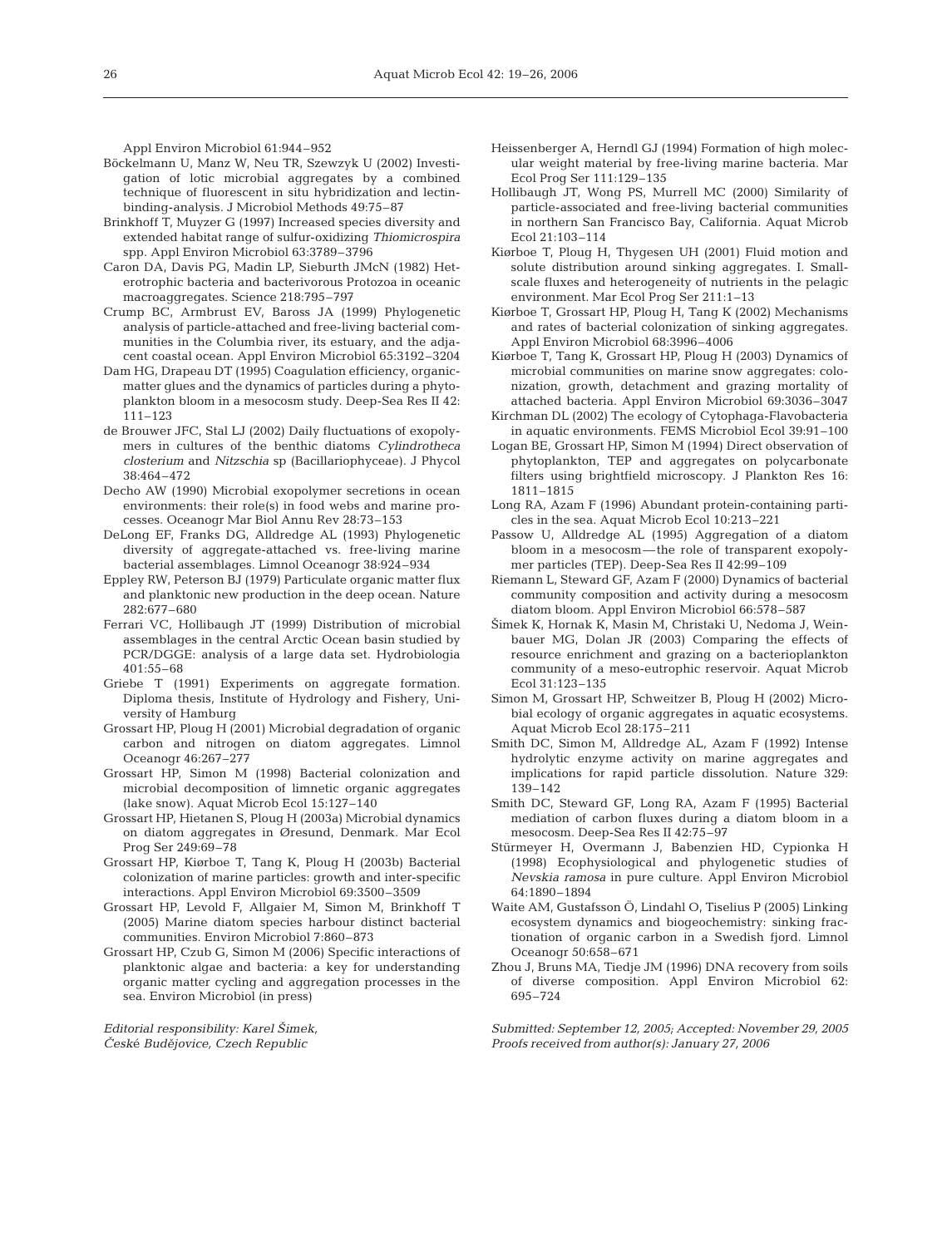Appl Environ Microbiol 61:944–952

Böckelmann U, Manz W, Neu TR, Szewzyk U (2002) Investigation of lotic microbial aggregates by a combined technique of fluorescent in situ hybridization and lectin-binding-analysis. J Microbiol Methods 49:75–87

Brinkhoff T, Muyzer G (1997) Increased species diversity and extended habitat range of sulfur-oxidizing *Thiomicrospira* spp. Appl Environ Microbiol 63:3789–3796

Caron DA, Davis PG, Madin LP, Sieburth JMcN (1982) Heterotrophic bacteria and bacterivorous Protozoa in oceanic macroaggregates. Science 218:795–797

Crump BC, Armbrust EV, Baross JA (1999) Phylogenetic analysis of particle-attached and free-living bacterial communities in the Columbia river, its estuary, and the adjacent coastal ocean. Appl Environ Microbiol 65:3192–3204

Dam HG, Drapeau DT (1995) Coagulation efficiency, organic-matter glues and the dynamics of particles during a phytoplankton bloom in a mesocosm study. Deep-Sea Res II 42: 111–123

de Brouwer JFC, Stal LJ (2002) Daily fluctuations of exopolymers in cultures of the benthic diatoms *Cylindrotheca closterium* and *Nitzschia* sp (Bacillariophyceae). J Phycol 38:464–472

Decho AW (1990) Microbial exopolymer secretions in ocean environments: their role(s) in food webs and marine processes. Oceanogr Mar Biol Annu Rev 28:73–153

DeLong EF, Franks DG, Alldredge AL (1993) Phylogenetic diversity of aggregate-attached vs. free-living marine bacterial assemblages. Limnol Oceanogr 38:924–934

Eppley RW, Peterson BJ (1979) Particulate organic matter flux and planktonic new production in the deep ocean. Nature 282:677–680

Ferrari VC, Hollibaugh JT (1999) Distribution of microbial assemblages in the central Arctic Ocean basin studied by PCR/DGGE: analysis of a large data set. Hydrobiologia 401:55–68

Griebe T (1991) Experiments on aggregate formation. Diploma thesis, Institute of Hydrology and Fishery, University of Hamburg

Grossart HP, Ploug H (2001) Microbial degradation of organic carbon and nitrogen on diatom aggregates. Limnol Oceanogr 46:267–277

Grossart HP, Simon M (1998) Bacterial colonization and microbial decomposition of limnetic organic aggregates (lake snow). Aquat Microb Ecol 15:127–140

Grossart HP, Hietanen S, Ploug H (2003a) Microbial dynamics on diatom aggregates in Øresund, Denmark. Mar Ecol Prog Ser 249:69–78

Grossart HP, Kiørboe T, Tang K, Ploug H (2003b) Bacterial colonization of marine particles: growth and inter-specific interactions. Appl Environ Microbiol 69:3500–3509

Grossart HP, Levold F, Allgaier M, Simon M, Brinkhoff T (2005) Marine diatom species harbour distinct bacterial communities. Environ Microbiol 7:860–873

Grossart HP, Czub G, Simon M (2006) Specific interactions of planktonic algae and bacteria: a key for understanding organic matter cycling and aggregation processes in the sea. Environ Microbiol (in press)

Heissenberger A, Herndl GJ (1994) Formation of high molecular weight material by free-living marine bacteria. Mar Ecol Prog Ser 111:129–135

Hollibaugh JT, Wong PS, Murrell MC (2000) Similarity of particle-associated and free-living bacterial communities in northern San Francisco Bay, California. Aquat Microb Ecol 21:103–114

Kiørboe T, Ploug H, Thygesen UH (2001) Fluid motion and solute distribution around sinking aggregates. I. Small-scale fluxes and heterogeneity of nutrients in the pelagic environment. Mar Ecol Prog Ser 211:1–13

Kiørboe T, Grossart HP, Ploug H, Tang K (2002) Mechanisms and rates of bacterial colonization of sinking aggregates. Appl Environ Microbiol 68:3996–4006

Kiørboe T, Tang K, Grossart HP, Ploug H (2003) Dynamics of microbial communities on marine snow aggregates: colonization, growth, detachment and grazing mortality of attached bacteria. Appl Environ Microbiol 69:3036–3047

Kirchman DL (2002) The ecology of Cytophaga-Flavobacteria in aquatic environments. FEMS Microbiol Ecol 39:91–100

Logan BE, Grossart HP, Simon M (1994) Direct observation of phytoplankton, TEP and aggregates on polycarbonate filters using brightfield microscopy. J Plankton Res 16: 1811–1815

Long RA, Azam F (1996) Abundant protein-containing particles in the sea. Aquat Microb Ecol 10:213–221

Passow U, Alldredge AL (1995) Aggregation of a diatom bloom in a mesocosm—the role of transparent exopolymer particles (TEP). Deep-Sea Res II 42:99–109

Riemann L, Steward GF, Azam F (2000) Dynamics of bacterial community composition and activity during a mesocosm diatom bloom. Appl Environ Microbiol 66:578–587

Šimek K, Hornak K, Masin M, Christaki U, Nedoma J, Weinbauer MG, Dolan JR (2003) Comparing the effects of resource enrichment and grazing on a bacterioplankton community of a meso-eutrophic reservoir. Aquat Microb Ecol 31:123–135

Simon M, Grossart HP, Schweitzer B, Ploug H (2002) Microbial ecology of organic aggregates in aquatic ecosystems. Aquat Microb Ecol 28:175–211

Smith DC, Simon M, Alldredge AL, Azam F (1992) Intense hydrolytic enzyme activity on marine aggregates and implications for rapid particle dissolution. Nature 329: 139–142

Smith DC, Steward GF, Long RA, Azam F (1995) Bacterial mediation of carbon fluxes during a diatom bloom in a mesocosm. Deep-Sea Res II 42:75–97

Stürmeyer H, Overmann J, Babenzien HD, Cypionka H (1998) Ecophysiological and phylogenetic studies of *Nevskia ramosa* in pure culture. Appl Environ Microbiol 64:1890–1894

Waite AM, Gustafsson Ö, Lindahl O, Tiselius P (2005) Linking ecosystem dynamics and biogeochemistry: sinking fractionation of organic carbon in a Swedish fjord. Limnol Oceanogr 50:658–671

Zhou J, Bruns MA, Tiedje JM (1996) DNA recovery from soils of diverse composition. Appl Environ Microbiol 62: 695–724

*Editorial responsibility: Karel Šimek, České Budějovice, Czech Republic*

*Submitted: September 12, 2005; Accepted: November 29, 2005*
*Proofs received from author(s): January 27, 2006*